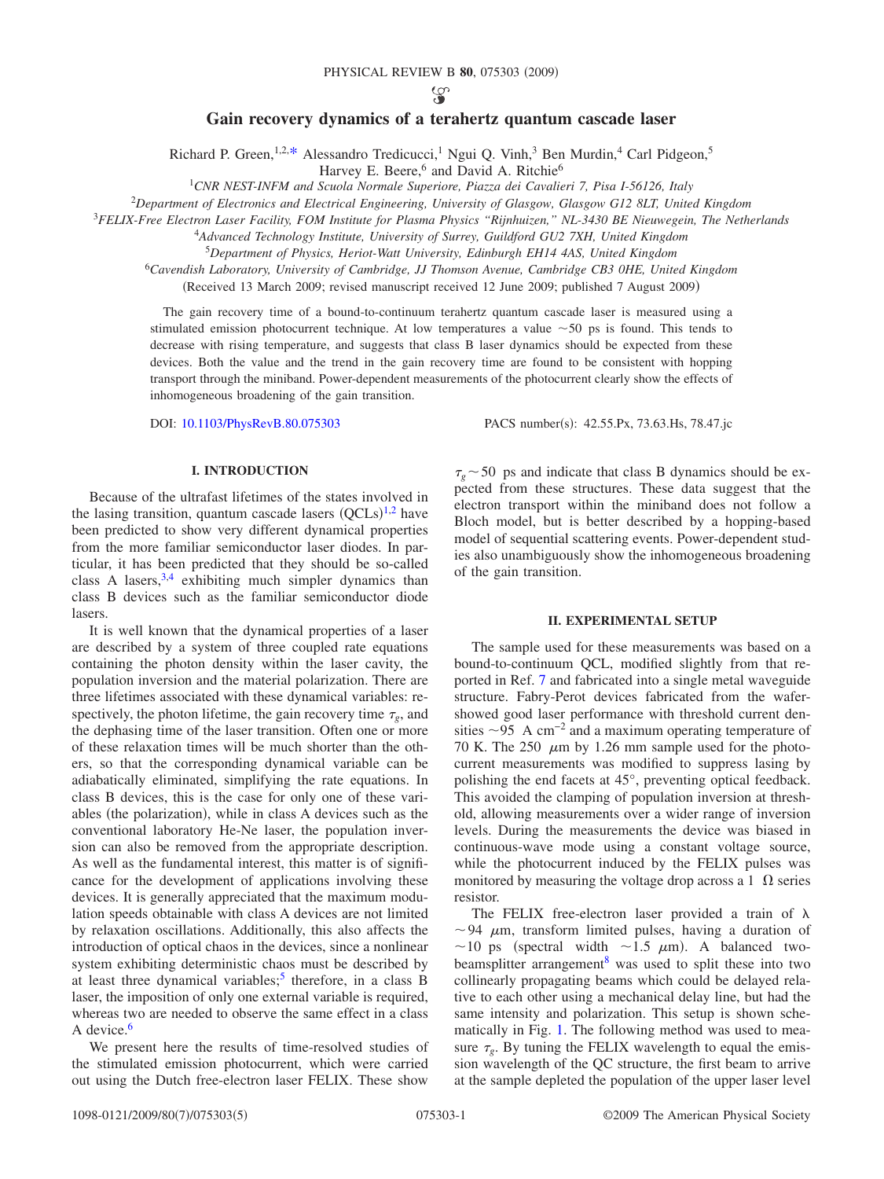# Gain recovery dynamics of a terahertz quantum cascade laser

Richard P. Green,[1,2,*] Alessandro Tredicucci,[1] Ngui Q. Vinh,[3] Ben Murdin,[4] Carl Pidgeon,[5] Harvey E. Beere,[6] and David A. Ritchie[6]

[1]CNR NEST-INFM and Scuola Normale Superiore, Piazza dei Cavalieri 7, Pisa I-56126, Italy
[2]Department of Electronics and Electrical Engineering, University of Glasgow, Glasgow G12 8LT, United Kingdom
[3]FELIX-Free Electron Laser Facility, FOM Institute for Plasma Physics "Rijnhuizen," NL-3430 BE Nieuwegein, The Netherlands
[4]Advanced Technology Institute, University of Surrey, Guildford GU2 7XH, United Kingdom
[5]Department of Physics, Heriot-Watt University, Edinburgh EH14 4AS, United Kingdom
[6]Cavendish Laboratory, University of Cambridge, JJ Thomson Avenue, Cambridge CB3 0HE, United Kingdom

(Received 13 March 2009; revised manuscript received 12 June 2009; published 7 August 2009)

The gain recovery time of a bound-to-continuum terahertz quantum cascade laser is measured using a stimulated emission photocurrent technique. At low temperatures a value ~50 ps is found. This tends to decrease with rising temperature, and suggests that class B laser dynamics should be expected from these devices. Both the value and the trend in the gain recovery time are found to be consistent with hopping transport through the miniband. Power-dependent measurements of the photocurrent clearly show the effects of inhomogeneous broadening of the gain transition.

DOI: 10.1103/PhysRevB.80.075303 PACS number(s): 42.55.Px, 73.63.Hs, 78.47.jc

## I. INTRODUCTION

Because of the ultrafast lifetimes of the states involved in the lasing transition, quantum cascade lasers (QCLs)[1,2] have been predicted to show very different dynamical properties from the more familiar semiconductor laser diodes. In particular, it has been predicted that they should be so-called class A lasers,[3,4] exhibiting much simpler dynamics than class B devices such as the familiar semiconductor diode lasers.

It is well known that the dynamical properties of a laser are described by a system of three coupled rate equations containing the photon density within the laser cavity, the population inversion and the material polarization. There are three lifetimes associated with these dynamical variables: respectively, the photon lifetime, the gain recovery time $\tau_g$, and the dephasing time of the laser transition. Often one or more of these relaxation times will be much shorter than the others, so that the corresponding dynamical variable can be adiabatically eliminated, simplifying the rate equations. In class B devices, this is the case for only one of these variables (the polarization), while in class A devices such as the conventional laboratory He-Ne laser, the population inversion can also be removed from the appropriate description. As well as the fundamental interest, this matter is of significance for the development of applications involving these devices. It is generally appreciated that the maximum modulation speeds obtainable with class A devices are not limited by relaxation oscillations. Additionally, this also affects the introduction of optical chaos in the devices, since a nonlinear system exhibiting deterministic chaos must be described by at least three dynamical variables;[5] therefore, in a class B laser, the imposition of only one external variable is required, whereas two are needed to observe the same effect in a class A device.[6]

We present here the results of time-resolved studies of the stimulated emission photocurrent, which were carried out using the Dutch free-electron laser FELIX. These show $\tau_g \sim 50$ ps and indicate that class B dynamics should be expected from these structures. These data suggest that the electron transport within the miniband does not follow a Bloch model, but is better described by a hopping-based model of sequential scattering events. Power-dependent studies also unambiguously show the inhomogeneous broadening of the gain transition.

## II. EXPERIMENTAL SETUP

The sample used for these measurements was based on a bound-to-continuum QCL, modified slightly from that reported in Ref. 7 and fabricated into a single metal waveguide structure. Fabry-Perot devices fabricated from the wafer showed good laser performance with threshold current densities ~95 A cm$^{-2}$ and a maximum operating temperature of 70 K. The 250 $\mu$m by 1.26 mm sample used for the photocurrent measurements was modified to suppress lasing by polishing the end facets at 45°, preventing optical feedback. This avoided the clamping of population inversion at threshold, allowing measurements over a wider range of inversion levels. During the measurements the device was biased in continuous-wave mode using a constant voltage source, while the photocurrent induced by the FELIX pulses was monitored by measuring the voltage drop across a 1 Ω series resistor.

The FELIX free-electron laser provided a train of $\lambda \sim 94$ $\mu$m, transform limited pulses, having a duration of ~10 ps (spectral width ~1.5 $\mu$m). A balanced two-beamsplitter arrangement[8] was used to split these into two collinearly propagating beams which could be delayed relative to each other using a mechanical delay line, but had the same intensity and polarization. This setup is shown schematically in Fig. 1. The following method was used to measure $\tau_g$. By tuning the FELIX wavelength to equal the emission wavelength of the QC structure, the first beam to arrive at the sample depleted the population of the upper laser level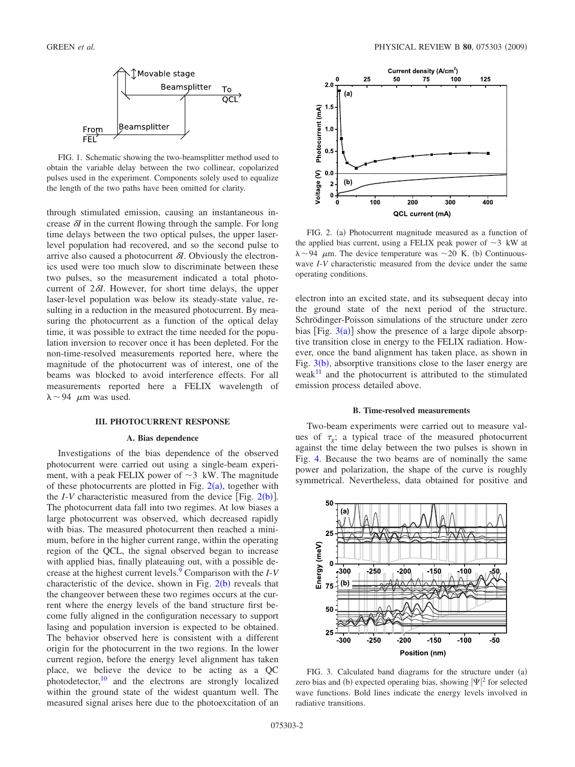FIG. 1. Schematic showing the two-beamsplitter method used to obtain the variable delay between the two collinear, copolarized pulses used in the experiment. Components solely used to equalize the length of the two paths have been omitted for clarity.

through stimulated emission, causing an instantaneous increase $\delta I$ in the current flowing through the sample. For long time delays between the two optical pulses, the upper laser-level population had recovered, and so the second pulse to arrive also caused a photocurrent $\delta I$. Obviously the electronics used were too much slow to discriminate between these two pulses, so the measurement indicated a total photocurrent of $2\delta I$. However, for short time delays, the upper laser-level population was below its steady-state value, resulting in a reduction in the measured photocurrent. By measuring the photocurrent as a function of the optical delay time, it was possible to extract the time needed for the population inversion to recover once it has been depleted. For the non-time-resolved measurements reported here, where the magnitude of the photocurrent was of interest, one of the beams was blocked to avoid interference effects. For all measurements reported here a FELIX wavelength of $\lambda \sim 94$ $\mu$m was used.

## III. PHOTOCURRENT RESPONSE

### A. Bias dependence

Investigations of the bias dependence of the observed photocurrent were carried out using a single-beam experiment, with a peak FELIX power of $\sim 3$ kW. The magnitude of these photocurrents are plotted in Fig. 2(a), together with the *I-V* characteristic measured from the device [Fig. 2(b)]. The photocurrent data fall into two regimes. At low biases a large photocurrent was observed, which decreased rapidly with bias. The measured photocurrent then reached a minimum, before in the higher current range, within the operating region of the QCL, the signal observed began to increase with applied bias, finally plateauing out, with a possible decrease at the highest current levels.[9] Comparison with the *I-V* characteristic of the device, shown in Fig. 2(b) reveals that the changeover between these two regimes occurs at the current where the energy levels of the band structure first become fully aligned in the configuration necessary to support lasing and population inversion is expected to be obtained. The behavior observed here is consistent with a different origin for the photocurrent in the two regions. In the lower current region, before the energy level alignment has taken place, we believe the device to be acting as a QC photodetector,[10] and the electrons are strongly localized within the ground state of the widest quantum well. The measured signal arises here due to the photoexcitation of an

FIG. 2. (a) Photocurrent magnitude measured as a function of the applied bias current, using a FELIX peak power of $\sim 3$ kW at $\lambda \sim 94$ $\mu$m. The device temperature was $\sim 20$ K. (b) Continuous-wave *I-V* characteristic measured from the device under the same operating conditions.

electron into an excited state, and its subsequent decay into the ground state of the next period of the structure. Schrödinger-Poisson simulations of the structure under zero bias [Fig. 3(a)] show the presence of a large dipole absorptive transition close in energy to the FELIX radiation. However, once the band alignment has taken place, as shown in Fig. 3(b), absorptive transitions close to the laser energy are weak[11] and the photocurrent is attributed to the stimulated emission process detailed above.

### B. Time-resolved measurements

Two-beam experiments were carried out to measure values of $\tau_g$; a typical trace of the measured photocurrent against the time delay between the two pulses is shown in Fig. 4. Because the two beams are of nominally the same power and polarization, the shape of the curve is roughly symmetrical. Nevertheless, data obtained for positive and

FIG. 3. Calculated band diagrams for the structure under (a) zero bias and (b) expected operating bias, showing $|\Psi|^2$ for selected wave functions. Bold lines indicate the energy levels involved in radiative transitions.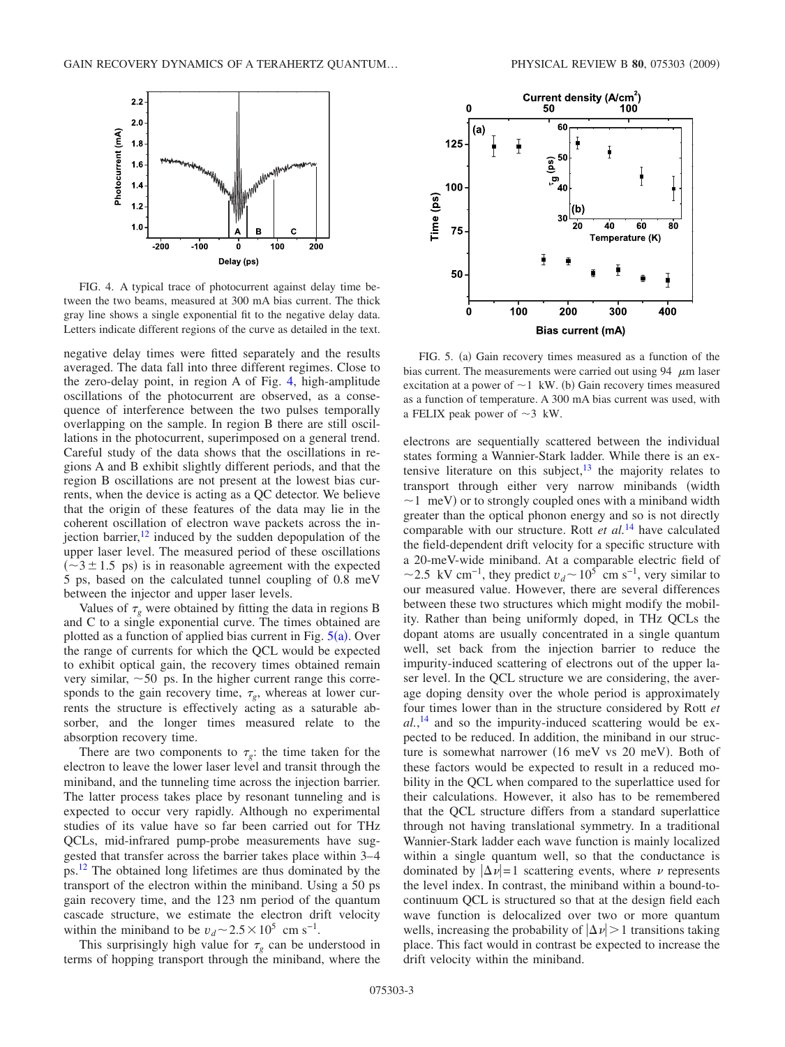FIG. 4. A typical trace of photocurrent against delay time between the two beams, measured at 300 mA bias current. The thick gray line shows a single exponential fit to the negative delay data. Letters indicate different regions of the curve as detailed in the text.

negative delay times were fitted separately and the results averaged. The data fall into three different regimes. Close to the zero-delay point, in region A of Fig. 4, high-amplitude oscillations of the photocurrent are observed, as a consequence of interference between the two pulses temporally overlapping on the sample. In region B there are still oscillations in the photocurrent, superimposed on a general trend. Careful study of the data shows that the oscillations in regions A and B exhibit slightly different periods, and that the region B oscillations are not present at the lowest bias currents, when the device is acting as a QC detector. We believe that the origin of these features of the data may lie in the coherent oscillation of electron wave packets across the injection barrier,[12] induced by the sudden depopulation of the upper laser level. The measured period of these oscillations ($\sim 3 \pm 1.5$ ps) is in reasonable agreement with the expected 5 ps, based on the calculated tunnel coupling of 0.8 meV between the injector and upper laser levels.

Values of $\tau_g$ were obtained by fitting the data in regions B and C to a single exponential curve. The times obtained are plotted as a function of applied bias current in Fig. 5(a). Over the range of currents for which the QCL would be expected to exhibit optical gain, the recovery times obtained remain very similar, $\sim 50$ ps. In the higher current range this corresponds to the gain recovery time, $\tau_g$, whereas at lower currents the structure is effectively acting as a saturable absorber, and the longer times measured relate to the absorption recovery time.

There are two components to $\tau_g$: the time taken for the electron to leave the lower laser level and transit through the miniband, and the tunneling time across the injection barrier. The latter process takes place by resonant tunneling and is expected to occur very rapidly. Although no experimental studies of its value have so far been carried out for THz QCLs, mid-infrared pump-probe measurements have suggested that transfer across the barrier takes place within 3–4 ps.[12] The obtained long lifetimes are thus dominated by the transport of the electron within the miniband. Using a 50 ps gain recovery time, and the 123 nm period of the quantum cascade structure, we estimate the electron drift velocity within the miniband to be $v_d \sim 2.5 \times 10^5$ cm s$^{-1}$.

This surprisingly high value for $\tau_g$ can be understood in terms of hopping transport through the miniband, where the electrons are sequentially scattered between the individual states forming a Wannier-Stark ladder. While there is an extensive literature on this subject,[13] the majority relates to transport through either very narrow minibands (width $\sim 1$ meV) or to strongly coupled ones with a miniband width greater than the optical phonon energy and so is not directly comparable with our structure. Rott *et al.*[14] have calculated the field-dependent drift velocity for a specific structure with a 20-meV-wide miniband. At a comparable electric field of $\sim 2.5$ kV cm$^{-1}$, they predict $v_d \sim 10^5$ cm s$^{-1}$, very similar to our measured value. However, there are several differences between these two structures which might modify the mobility. Rather than being uniformly doped, in THz QCLs the dopant atoms are usually concentrated in a single quantum well, set back from the injection barrier to reduce the impurity-induced scattering of electrons out of the upper laser level. In the QCL structure we are considering, the average doping density over the whole period is approximately four times lower than in the structure considered by Rott *et al.*,[14] and so the impurity-induced scattering would be expected to be reduced. In addition, the miniband in our structure is somewhat narrower (16 meV vs 20 meV). Both of these factors would be expected to result in a reduced mobility in the QCL when compared to the superlattice used for their calculations. However, it also has to be remembered that the QCL structure differs from a standard superlattice through not having translational symmetry. In a traditional Wannier-Stark ladder each wave function is mainly localized within a single quantum well, so that the conductance is dominated by $|\Delta\nu| = 1$ scattering events, where $\nu$ represents the level index. In contrast, the miniband within a bound-to-continuum QCL is structured so that at the design field each wave function is delocalized over two or more quantum wells, increasing the probability of $|\Delta\nu| > 1$ transitions taking place. This fact would in contrast be expected to increase the drift velocity within the miniband.

FIG. 5. (a) Gain recovery times measured as a function of the bias current. The measurements were carried out using 94 $\mu$m laser excitation at a power of $\sim 1$ kW. (b) Gain recovery times measured as a function of temperature. A 300 mA bias current was used, with a FELIX peak power of $\sim 3$ kW.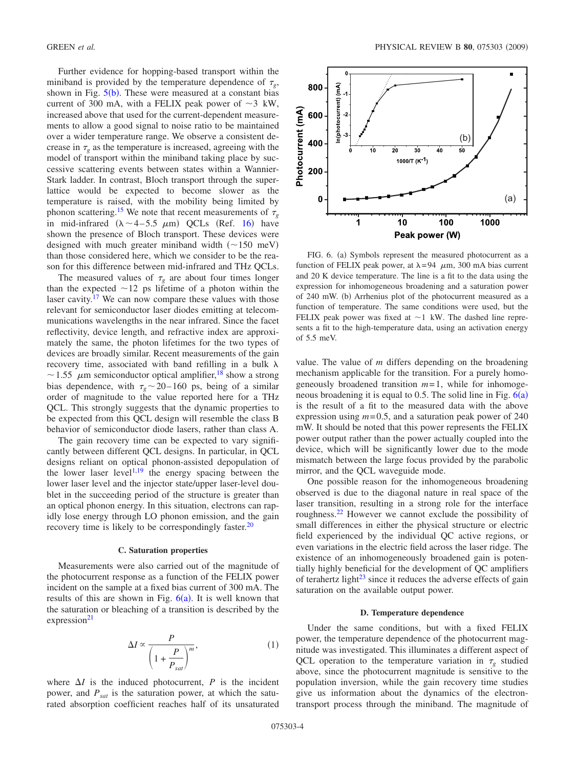Further evidence for hopping-based transport within the miniband is provided by the temperature dependence of $\tau_g$, shown in Fig. 5(b). These were measured at a constant bias current of 300 mA, with a FELIX peak power of ~3 kW, increased above that used for the current-dependent measurements to allow a good signal to noise ratio to be maintained over a wider temperature range. We observe a consistent decrease in $\tau_g$ as the temperature is increased, agreeing with the model of transport within the miniband taking place by successive scattering events between states within a Wannier-Stark ladder. In contrast, Bloch transport through the superlattice would be expected to become slower as the temperature is raised, with the mobility being limited by phonon scattering.[15] We note that recent measurements of $\tau_g$ in mid-infrared ($\lambda \sim 4$–5.5 $\mu$m) QCLs (Ref. 16) have shown the presence of Bloch transport. These devices were designed with much greater miniband width (~150 meV) than those considered here, which we consider to be the reason for this difference between mid-infrared and THz QCLs.

The measured values of $\tau_g$ are about four times longer than the expected ~12 ps lifetime of a photon within the laser cavity.[17] We can now compare these values with those relevant for semiconductor laser diodes emitting at telecommunications wavelengths in the near infrared. Since the facet reflectivity, device length, and refractive index are approximately the same, the photon lifetimes for the two types of devices are broadly similar. Recent measurements of the gain recovery time, associated with band refilling in a bulk $\lambda \sim 1.55$ $\mu$m semiconductor optical amplifier,[18] show a strong bias dependence, with $\tau_g \sim 20$–160 ps, being of a similar order of magnitude to the value reported here for a THz QCL. This strongly suggests that the dynamic properties to be expected from this QCL design will resemble the class B behavior of semiconductor diode lasers, rather than class A.

The gain recovery time can be expected to vary significantly between different QCL designs. In particular, in QCL designs reliant on optical phonon-assisted depopulation of the lower laser level[1,19] the energy spacing between the lower laser level and the injector state/upper laser-level doublet in the succeeding period of the structure is greater than an optical phonon energy. In this situation, electrons can rapidly lose energy through LO phonon emission, and the gain recovery time is likely to be correspondingly faster.[20]

### C. Saturation properties

Measurements were also carried out of the magnitude of the photocurrent response as a function of the FELIX power incident on the sample at a fixed bias current of 300 mA. The results of this are shown in Fig. 6(a). It is well known that the saturation or bleaching of a transition is described by the expression[21]

$$\Delta I \propto \frac{P}{\left(1 + \frac{P}{P_{sat}}\right)^m}, \tag{1}$$

where $\Delta I$ is the induced photocurrent, $P$ is the incident power, and $P_{sat}$ is the saturation power, at which the saturated absorption coefficient reaches half of its unsaturated value. The value of $m$ differs depending on the broadening mechanism applicable for the transition. For a purely homogeneously broadened transition $m=1$, while for inhomogeneous broadening it is equal to 0.5. The solid line in Fig. 6(a) is the result of a fit to the measured data with the above expression using $m=0.5$, and a saturation peak power of 240 mW. It should be noted that this power represents the FELIX power output rather than the power actually coupled into the device, which will be significantly lower due to the mode mismatch between the large focus provided by the parabolic mirror, and the QCL waveguide mode.

FIG. 6. (a) Symbols represent the measured photocurrent as a function of FELIX peak power, at $\lambda=94$ $\mu$m, 300 mA bias current and 20 K device temperature. The line is a fit to the data using the expression for inhomogeneous broadening and a saturation power of 240 mW. (b) Arrhenius plot of the photocurrent measured as a function of temperature. The same conditions were used, but the FELIX peak power was fixed at ~1 kW. The dashed line represents a fit to the high-temperature data, using an activation energy of 5.5 meV.

One possible reason for the inhomogeneous broadening observed is due to the diagonal nature in real space of the laser transition, resulting in a strong role for the interface roughness.[22] However we cannot exclude the possibility of small differences in either the physical structure or electric field experienced by the individual QC active regions, or even variations in the electric field across the laser ridge. The existence of an inhomogeneously broadened gain is potentially highly beneficial for the development of QC amplifiers of terahertz light[23] since it reduces the adverse effects of gain saturation on the available output power.

### D. Temperature dependence

Under the same conditions, but with a fixed FELIX power, the temperature dependence of the photocurrent magnitude was investigated. This illuminates a different aspect of QCL operation to the temperature variation in $\tau_g$ studied above, since the photocurrent magnitude is sensitive to the population inversion, while the gain recovery time studies give us information about the dynamics of the electron-transport process through the miniband. The magnitude of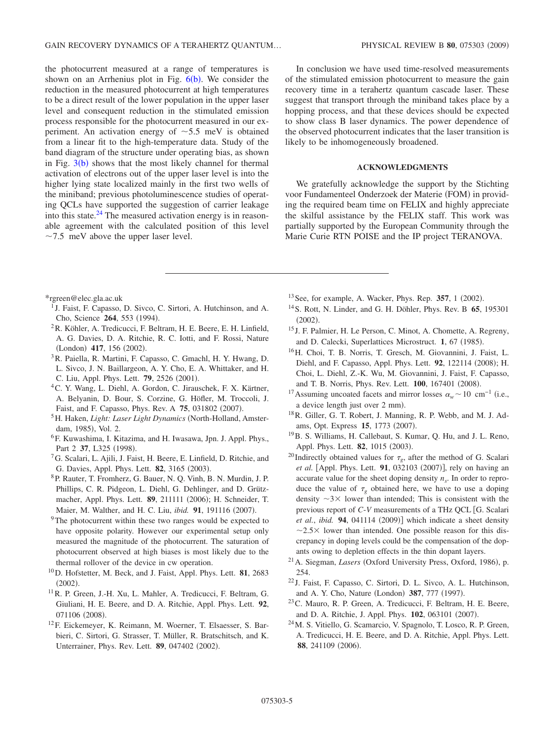the photocurrent measured at a range of temperatures is shown on an Arrhenius plot in Fig. 6(b). We consider the reduction in the measured photocurrent at high temperatures to be a direct result of the lower population in the upper laser level and consequent reduction in the stimulated emission process responsible for the photocurrent measured in our experiment. An activation energy of ~5.5 meV is obtained from a linear fit to the high-temperature data. Study of the band diagram of the structure under operating bias, as shown in Fig. 3(b) shows that the most likely channel for thermal activation of electrons out of the upper laser level is into the higher lying state localized mainly in the first two wells of the miniband; previous photoluminescence studies of operating QCLs have supported the suggestion of carrier leakage into this state.[24] The measured activation energy is in reasonable agreement with the calculated position of this level ~7.5 meV above the upper laser level.

In conclusion we have used time-resolved measurements of the stimulated emission photocurrent to measure the gain recovery time in a terahertz quantum cascade laser. These suggest that transport through the miniband takes place by a hopping process, and that these devices should be expected to show class B laser dynamics. The power dependence of the observed photocurrent indicates that the laser transition is likely to be inhomogeneously broadened.

## ACKNOWLEDGMENTS

We gratefully acknowledge the support by the Stichting voor Fundamenteel Onderzoek der Materie (FOM) in providing the required beam time on FELIX and highly appreciate the skilful assistance by the FELIX staff. This work was partially supported by the European Community through the Marie Curie RTN POISE and the IP project TERANOVA.

---

*rgreen@elec.gla.ac.uk

[1] J. Faist, F. Capasso, D. Sivco, C. Sirtori, A. Hutchinson, and A. Cho, Science **264**, 553 (1994).

[2] R. Köhler, A. Tredicucci, F. Beltram, H. E. Beere, E. H. Linfield, A. G. Davies, D. A. Ritchie, R. C. Iotti, and F. Rossi, Nature (London) **417**, 156 (2002).

[3] R. Paiella, R. Martini, F. Capasso, C. Gmachl, H. Y. Hwang, D. L. Sivco, J. N. Baillargeon, A. Y. Cho, E. A. Whittaker, and H. C. Liu, Appl. Phys. Lett. **79**, 2526 (2001).

[4] C. Y. Wang, L. Diehl, A. Gordon, C. Jirauschek, F. X. Kärtner, A. Belyanin, D. Bour, S. Corzine, G. Höfler, M. Troccoli, J. Faist, and F. Capasso, Phys. Rev. A **75**, 031802 (2007).

[5] H. Haken, *Light: Laser Light Dynamics* (North-Holland, Amsterdam, 1985), Vol. 2.

[6] F. Kuwashima, I. Kitazima, and H. Iwasawa, Jpn. J. Appl. Phys., Part 2 **37**, L325 (1998).

[7] G. Scalari, L. Ajili, J. Faist, H. Beere, E. Linfield, D. Ritchie, and G. Davies, Appl. Phys. Lett. **82**, 3165 (2003).

[8] P. Rauter, T. Fromherz, G. Bauer, N. Q. Vinh, B. N. Murdin, J. P. Phillips, C. R. Pidgeon, L. Diehl, G. Dehlinger, and D. Grützmacher, Appl. Phys. Lett. **89**, 211111 (2006); H. Schneider, T. Maier, M. Walther, and H. C. Liu, *ibid.* **91**, 191116 (2007).

[9] The photocurrent within these two ranges would be expected to have opposite polarity. However our experimental setup only measured the magnitude of the photocurrent. The saturation of photocurrent observed at high biases is most likely due to the thermal rollover of the device in cw operation.

[10] D. Hofstetter, M. Beck, and J. Faist, Appl. Phys. Lett. **81**, 2683 (2002).

[11] R. P. Green, J.-H. Xu, L. Mahler, A. Tredicucci, F. Beltram, G. Giuliani, H. E. Beere, and D. A. Ritchie, Appl. Phys. Lett. **92**, 071106 (2008).

[12] F. Eickemeyer, K. Reimann, M. Woerner, T. Elsaesser, S. Barbieri, C. Sirtori, G. Strasser, T. Müller, R. Bratschitsch, and K. Unterrainer, Phys. Rev. Lett. **89**, 047402 (2002).

[13] See, for example, A. Wacker, Phys. Rep. **357**, 1 (2002).

[14] S. Rott, N. Linder, and G. H. Döhler, Phys. Rev. B **65**, 195301 (2002).

[15] J. F. Palmier, H. Le Person, C. Minot, A. Chomette, A. Regreny, and D. Calecki, Superlattices Microstruct. **1**, 67 (1985).

[16] H. Choi, T. B. Norris, T. Gresch, M. Giovannini, J. Faist, L. Diehl, and F. Capasso, Appl. Phys. Lett. **92**, 122114 (2008); H. Choi, L. Diehl, Z.-K. Wu, M. Giovannini, J. Faist, F. Capasso, and T. B. Norris, Phys. Rev. Lett. **100**, 167401 (2008).

[17] Assuming uncoated facets and mirror losses $\alpha_w \sim 10$ cm$^{-1}$ (i.e., a device length just over 2 mm).

[18] R. Giller, G. T. Robert, J. Manning, R. P. Webb, and M. J. Adams, Opt. Express **15**, 1773 (2007).

[19] B. S. Williams, H. Callebaut, S. Kumar, Q. Hu, and J. L. Reno, Appl. Phys. Lett. **82**, 1015 (2003).

[20] Indirectly obtained values for $\tau_g$, after the method of G. Scalari *et al.* [Appl. Phys. Lett. **91**, 032103 (2007)], rely on having an accurate value for the sheet doping density $n_s$. In order to reproduce the value of $\tau_g$ obtained here, we have to use a doping density ~3× lower than intended; This is consistent with the previous report of *C-V* measurements of a THz QCL [G. Scalari *et al.*, *ibid.* **94**, 041114 (2009)] which indicate a sheet density ~2.5× lower than intended. One possible reason for this discrepancy in doping levels could be the compensation of the dopants owing to depletion effects in the thin dopant layers.

[21] A. Siegman, *Lasers* (Oxford University Press, Oxford, 1986), p. 254.

[22] J. Faist, F. Capasso, C. Sirtori, D. L. Sivco, A. L. Hutchinson, and A. Y. Cho, Nature (London) **387**, 777 (1997).

[23] C. Mauro, R. P. Green, A. Tredicucci, F. Beltram, H. E. Beere, and D. A. Ritchie, J. Appl. Phys. **102**, 063101 (2007).

[24] M. S. Vitiello, G. Scamarcio, V. Spagnolo, T. Losco, R. P. Green, A. Tredicucci, H. E. Beere, D. A. Ritchie, Appl. Phys. Lett. **88**, 241109 (2006).